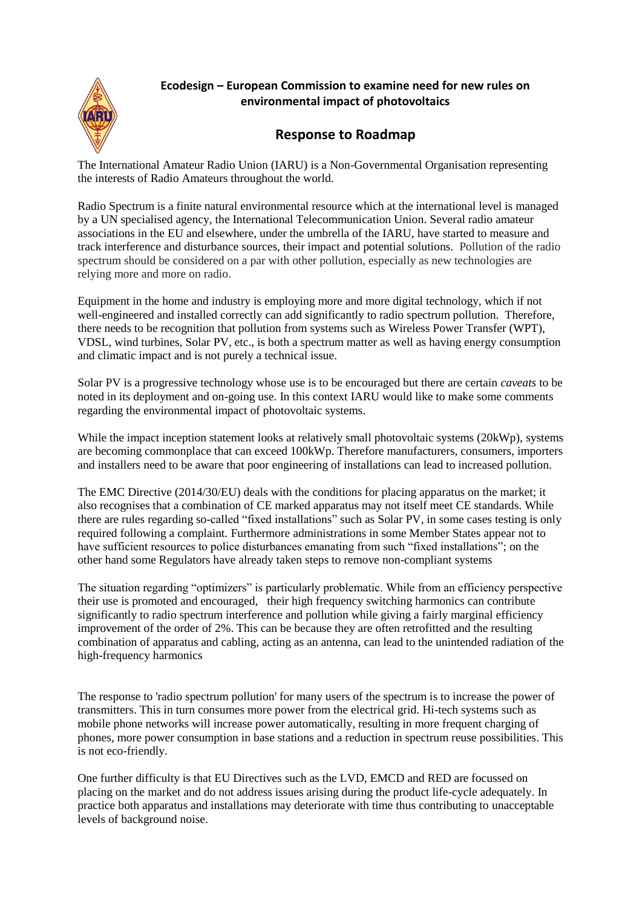## Ecodesign – European Commission to examine need for new rules on environmental impact of photovoltaics

# Response to Roadmap

The International Amateur Radio Union (IARU) is a Non-Governmental Organisation representing the interests of Radio Amateurs throughout the world.

Radio Spectrum is a finite natural environmental resource which at the international level is managed by a UN specialised agency, the International Telecommunication Union. Several radio amateur associations in the EU and elsewhere, under the umbrella of the IARU, have started to measure and track interference and disturbance sources, their impact and potential solutions. Pollution of the radio spectrum should be considered on a par with other pollution, especially as new technologies are relying more and more on radio.

Equipment in the home and industry is employing more and more digital technology, which if not well-engineered and installed correctly can add significantly to radio spectrum pollution. Therefore, there needs to be recognition that pollution from systems such as Wireless Power Transfer (WPT), VDSL, wind turbines, Solar PV, etc., is both a spectrum matter as well as having energy consumption and climatic impact and is not purely a technical issue.

Solar PV is a progressive technology whose use is to be encouraged but there are certain *caveats* to be noted in its deployment and on-going use. In this context IARU would like to make some comments regarding the environmental impact of photovoltaic systems.

While the impact inception statement looks at relatively small photovoltaic systems (20kWp), systems are becoming commonplace that can exceed 100kWp. Therefore manufacturers, consumers, importers and installers need to be aware that poor engineering of installations can lead to increased pollution.

The EMC Directive (2014/30/EU) deals with the conditions for placing apparatus on the market; it also recognises that a combination of CE marked apparatus may not itself meet CE standards. While there are rules regarding so-called "fixed installations" such as Solar PV, in some cases testing is only required following a complaint. Furthermore administrations in some Member States appear not to have sufficient resources to police disturbances emanating from such "fixed installations"; on the other hand some Regulators have already taken steps to remove non-compliant systems

The situation regarding "optimizers" is particularly problematic. While from an efficiency perspective their use is promoted and encouraged, their high frequency switching harmonics can contribute significantly to radio spectrum interference and pollution while giving a fairly marginal efficiency improvement of the order of 2%. This can be because they are often retrofitted and the resulting combination of apparatus and cabling, acting as an antenna, can lead to the unintended radiation of the high-frequency harmonics

The response to 'radio spectrum pollution' for many users of the spectrum is to increase the power of transmitters. This in turn consumes more power from the electrical grid. Hi-tech systems such as mobile phone networks will increase power automatically, resulting in more frequent charging of phones, more power consumption in base stations and a reduction in spectrum reuse possibilities. This is not eco-friendly.

One further difficulty is that EU Directives such as the LVD, EMCD and RED are focussed on placing on the market and do not address issues arising during the product life-cycle adequately. In practice both apparatus and installations may deteriorate with time thus contributing to unacceptable levels of background noise.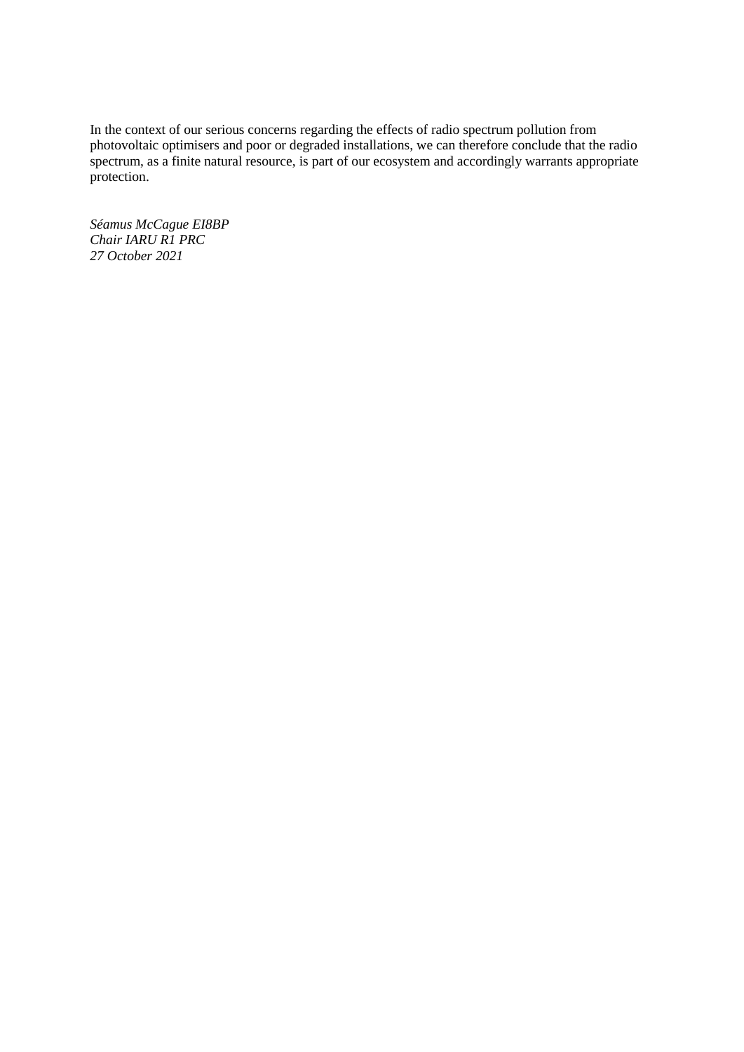In the context of our serious concerns regarding the effects of radio spectrum pollution from photovoltaic optimisers and poor or degraded installations, we can therefore conclude that the radio spectrum, as a finite natural resource, is part of our ecosystem and accordingly warrants appropriate protection.

*Séamus McCague EI8BP*  
*Chair IARU R1 PRC*  
*27 October 2021*